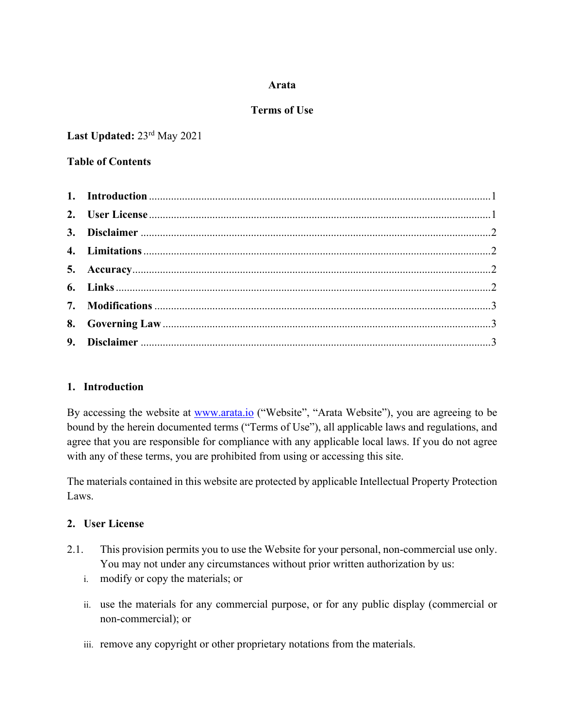**Arata**

**Terms of Use**

**Last Updated:** 23rd May 2021

**Table of Contents**

1. **Introduction** ........................................................................................................ 1
2. **User License** ........................................................................................................ 1
3. **Disclaimer** ........................................................................................................ 2
4. **Limitations** ........................................................................................................ 2
5. **Accuracy** ........................................................................................................ 2
6. **Links** ........................................................................................................ 2
7. **Modifications** ........................................................................................................ 3
8. **Governing Law** ........................................................................................................ 3
9. **Disclaimer** ........................................................................................................ 3

## 1. Introduction

By accessing the website at www.arata.io ("Website", "Arata Website"), you are agreeing to be bound by the herein documented terms ("Terms of Use"), all applicable laws and regulations, and agree that you are responsible for compliance with any applicable local laws. If you do not agree with any of these terms, you are prohibited from using or accessing this site.

The materials contained in this website are protected by applicable Intellectual Property Protection Laws.

## 2. User License

2.1. This provision permits you to use the Website for your personal, non-commercial use only. You may not under any circumstances without prior written authorization by us:

   i. modify or copy the materials; or

   ii. use the materials for any commercial purpose, or for any public display (commercial or non-commercial); or

   iii. remove any copyright or other proprietary notations from the materials.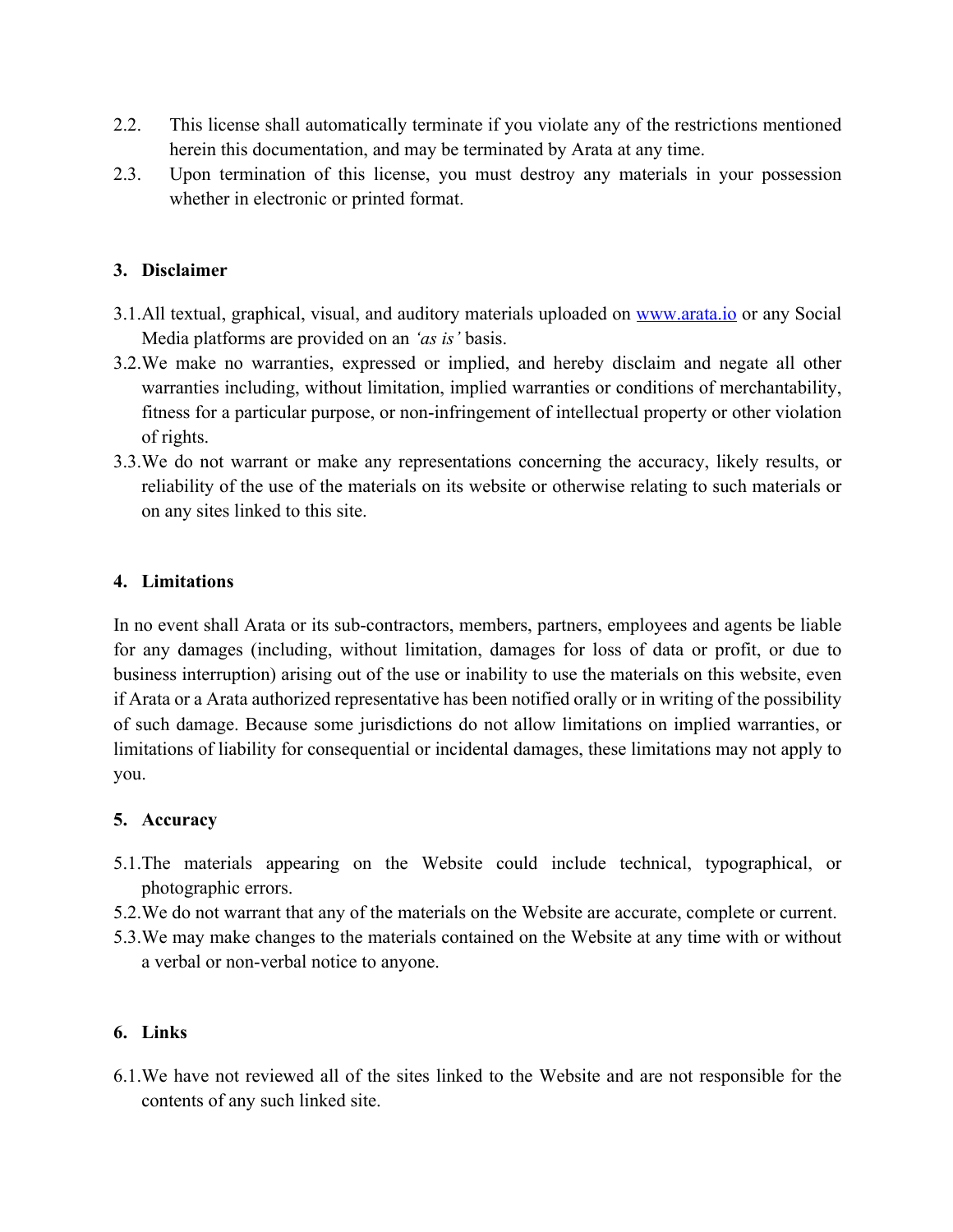2.2. This license shall automatically terminate if you violate any of the restrictions mentioned herein this documentation, and may be terminated by Arata at any time.

2.3. Upon termination of this license, you must destroy any materials in your possession whether in electronic or printed format.

## 3. Disclaimer

3.1. All textual, graphical, visual, and auditory materials uploaded on [www.arata.io](http://www.arata.io) or any Social Media platforms are provided on an *'as is'* basis.

3.2. We make no warranties, expressed or implied, and hereby disclaim and negate all other warranties including, without limitation, implied warranties or conditions of merchantability, fitness for a particular purpose, or non-infringement of intellectual property or other violation of rights.

3.3. We do not warrant or make any representations concerning the accuracy, likely results, or reliability of the use of the materials on its website or otherwise relating to such materials or on any sites linked to this site.

## 4. Limitations

In no event shall Arata or its sub-contractors, members, partners, employees and agents be liable for any damages (including, without limitation, damages for loss of data or profit, or due to business interruption) arising out of the use or inability to use the materials on this website, even if Arata or a Arata authorized representative has been notified orally or in writing of the possibility of such damage. Because some jurisdictions do not allow limitations on implied warranties, or limitations of liability for consequential or incidental damages, these limitations may not apply to you.

## 5. Accuracy

5.1. The materials appearing on the Website could include technical, typographical, or photographic errors.

5.2. We do not warrant that any of the materials on the Website are accurate, complete or current.

5.3. We may make changes to the materials contained on the Website at any time with or without a verbal or non-verbal notice to anyone.

## 6. Links

6.1. We have not reviewed all of the sites linked to the Website and are not responsible for the contents of any such linked site.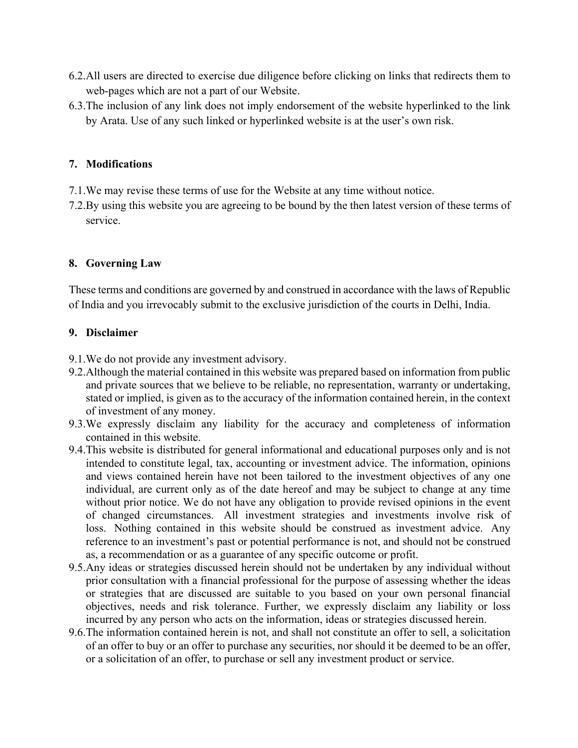6.2. All users are directed to exercise due diligence before clicking on links that redirects them to web-pages which are not a part of our Website.

6.3. The inclusion of any link does not imply endorsement of the website hyperlinked to the link by Arata. Use of any such linked or hyperlinked website is at the user's own risk.

## 7. Modifications

7.1. We may revise these terms of use for the Website at any time without notice.

7.2. By using this website you are agreeing to be bound by the then latest version of these terms of service.

## 8. Governing Law

These terms and conditions are governed by and construed in accordance with the laws of Republic of India and you irrevocably submit to the exclusive jurisdiction of the courts in Delhi, India.

## 9. Disclaimer

9.1. We do not provide any investment advisory.

9.2. Although the material contained in this website was prepared based on information from public and private sources that we believe to be reliable, no representation, warranty or undertaking, stated or implied, is given as to the accuracy of the information contained herein, in the context of investment of any money.

9.3. We expressly disclaim any liability for the accuracy and completeness of information contained in this website.

9.4. This website is distributed for general informational and educational purposes only and is not intended to constitute legal, tax, accounting or investment advice. The information, opinions and views contained herein have not been tailored to the investment objectives of any one individual, are current only as of the date hereof and may be subject to change at any time without prior notice. We do not have any obligation to provide revised opinions in the event of changed circumstances. All investment strategies and investments involve risk of loss. Nothing contained in this website should be construed as investment advice. Any reference to an investment's past or potential performance is not, and should not be construed as, a recommendation or as a guarantee of any specific outcome or profit.

9.5. Any ideas or strategies discussed herein should not be undertaken by any individual without prior consultation with a financial professional for the purpose of assessing whether the ideas or strategies that are discussed are suitable to you based on your own personal financial objectives, needs and risk tolerance. Further, we expressly disclaim any liability or loss incurred by any person who acts on the information, ideas or strategies discussed herein.

9.6. The information contained herein is not, and shall not constitute an offer to sell, a solicitation of an offer to buy or an offer to purchase any securities, nor should it be deemed to be an offer, or a solicitation of an offer, to purchase or sell any investment product or service.